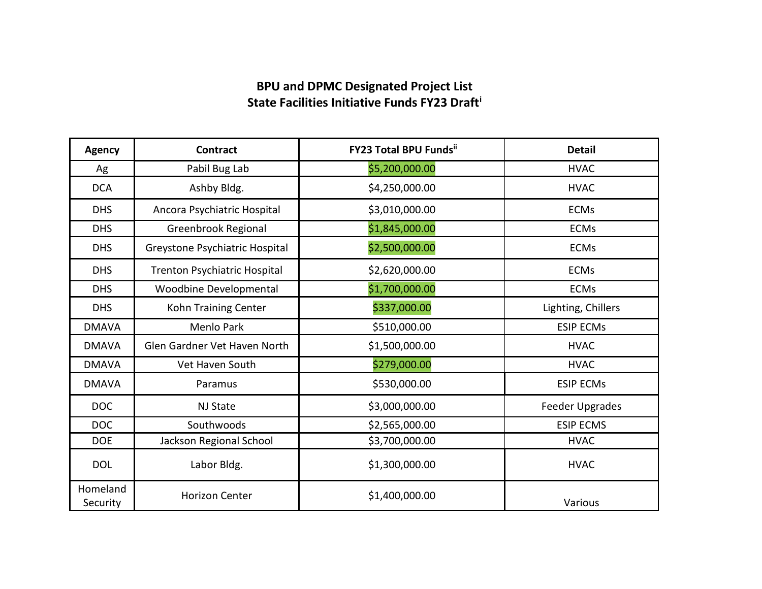**BPU and DPMC Designated Project List**
**State Facilities Initiative Funds FY23 Draft[i]**

| Agency | Contract | FY23 Total BPU Funds[ii] | Detail |
|---|---|---|---|
| Ag | Pabil Bug Lab | $5,200,000.00 | HVAC |
| DCA | Ashby Bldg. | $4,250,000.00 | HVAC |
| DHS | Ancora Psychiatric Hospital | $3,010,000.00 | ECMs |
| DHS | Greenbrook Regional | $1,845,000.00 | ECMs |
| DHS | Greystone Psychiatric Hospital | $2,500,000.00 | ECMs |
| DHS | Trenton Psychiatric Hospital | $2,620,000.00 | ECMs |
| DHS | Woodbine Developmental | $1,700,000.00 | ECMs |
| DHS | Kohn Training Center | $337,000.00 | Lighting, Chillers |
| DMAVA | Menlo Park | $510,000.00 | ESIP ECMs |
| DMAVA | Glen Gardner Vet Haven North | $1,500,000.00 | HVAC |
| DMAVA | Vet Haven South | $279,000.00 | HVAC |
| DMAVA | Paramus | $530,000.00 | ESIP ECMs |
| DOC | NJ State | $3,000,000.00 | Feeder Upgrades |
| DOC | Southwoods | $2,565,000.00 | ESIP ECMS |
| DOE | Jackson Regional School | $3,700,000.00 | HVAC |
| DOL | Labor Bldg. | $1,300,000.00 | HVAC |
| Homeland Security | Horizon Center | $1,400,000.00 | Various |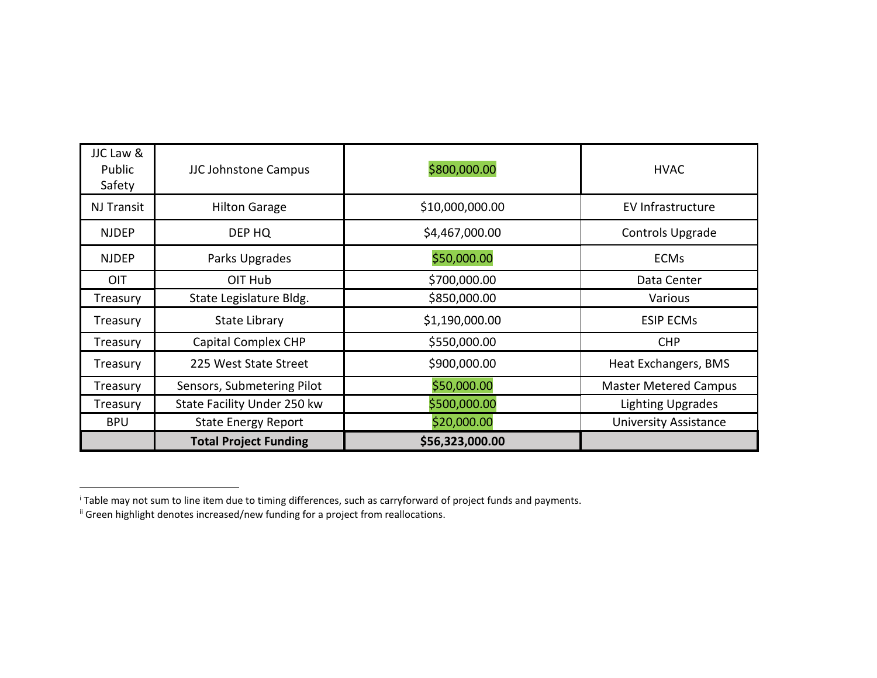| | | | |
|---|---|---|---|
| JJC Law & Public Safety | JJC Johnstone Campus | $800,000.00 | HVAC |
| NJ Transit | Hilton Garage | $10,000,000.00 | EV Infrastructure |
| NJDEP | DEP HQ | $4,467,000.00 | Controls Upgrade |
| NJDEP | Parks Upgrades | $50,000.00 | ECMs |
| OIT | OIT Hub | $700,000.00 | Data Center |
| Treasury | State Legislature Bldg. | $850,000.00 | Various |
| Treasury | State Library | $1,190,000.00 | ESIP ECMs |
| Treasury | Capital Complex CHP | $550,000.00 | CHP |
| Treasury | 225 West State Street | $900,000.00 | Heat Exchangers, BMS |
| Treasury | Sensors, Submetering Pilot | $50,000.00 | Master Metered Campus |
| Treasury | State Facility Under 250 kw | $500,000.00 | Lighting Upgrades |
| BPU | State Energy Report | $20,000.00 | University Assistance |
| | **Total Project Funding** | **$56,323,000.00** | |

[i] Table may not sum to line item due to timing differences, such as carryforward of project funds and payments.

[ii] Green highlight denotes increased/new funding for a project from reallocations.